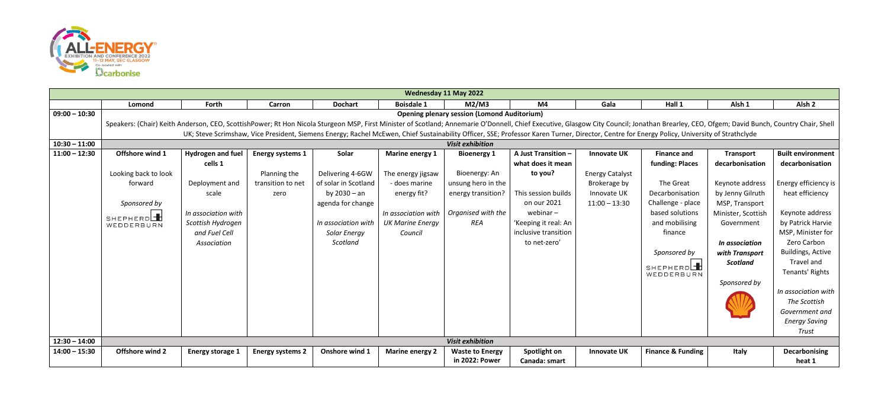| Wednesday 11 May 2022 | | | | | | | | | | | | |
|---|---|---|---|---|---|---|---|---|---|---|---|---|
| | Lomond | Forth | Carron | Dochart | Boisdale 1 | M2/M3 | M4 | Gala | Hall 1 | Alsh 1 | Alsh 2 |
| 09:00 – 10:30 | **Opening plenary session (Lomond Auditorium)**<br>Speakers: (Chair) Keith Anderson, CEO, ScottishPower; Rt Hon Nicola Sturgeon MSP, First Minister of Scotland; Annemarie O'Donnell, Chief Executive, Glasgow City Council; Jonathan Brearley, CEO, Ofgem; David Bunch, Country Chair, Shell UK; Steve Scrimshaw, Vice President, Siemens Energy; Rachel McEwen, Chief Sustainability Officer, SSE; Professor Karen Turner, Director, Centre for Energy Policy, University of Strathclyde | | | | | | | | | | |
| 10:30 – 11:00 | *Visit exhibition* | | | | | | | | | | |
| 11:00 – 12:30 | **Offshore wind 1**<br><br>Looking back to look forward<br><br>*Sponsored by*<br>SHEPHERD WEDDERBURN | **Hydrogen and fuel cells 1**<br><br>Deployment and scale<br><br>*In association with Scottish Hydrogen and Fuel Cell Association* | **Energy systems 1**<br><br>Planning the transition to net zero | **Solar**<br><br>Delivering 4-6GW of solar in Scotland by 2030 – an agenda for change<br><br>*In association with Solar Energy Scotland* | **Marine energy 1**<br><br>The energy jigsaw - does marine energy fit?<br><br>*In association with UK Marine Energy Council* | **Bioenergy 1**<br><br>Bioenergy: An unsung hero in the energy transition?<br><br>*Organised with the REA* | **A Just Transition – what does it mean to you?**<br><br>This session builds on our 2021 webinar – 'Keeping it real: An inclusive transition to net-zero' | **Innovate UK**<br><br>Energy Catalyst Brokerage by Innovate UK<br>11:00 – 13:30 | **Finance and funding: Places**<br><br>The Great Decarbonisation Challenge - place based solutions and mobilising finance<br><br>*Sponsored by*<br>SHEPHERD WEDDERBURN | **Transport decarbonisation**<br><br>Keynote address by Jenny Gilruth MSP, Transport Minister, Scottish Government<br><br>*In association with Transport Scotland*<br><br>*Sponsored by* | **Built environment decarbonisation**<br><br>Energy efficiency is heat efficiency<br><br>Keynote address by Patrick Harvie MSP, Minister for Zero Carbon Buildings, Active Travel and Tenants' Rights<br><br>*In association with The Scottish Government and Energy Saving Trust* |
| 12:30 – 14:00 | *Visit exhibition* | | | | | | | | | | |
| 14:00 – 15:30 | **Offshore wind 2** | **Energy storage 1** | **Energy systems 2** | **Onshore wind 1** | **Marine energy 2** | **Waste to Energy in 2022: Power** | **Spotlight on Canada: smart** | **Innovate UK** | **Finance & Funding** | **Italy** | **Decarbonising heat 1** |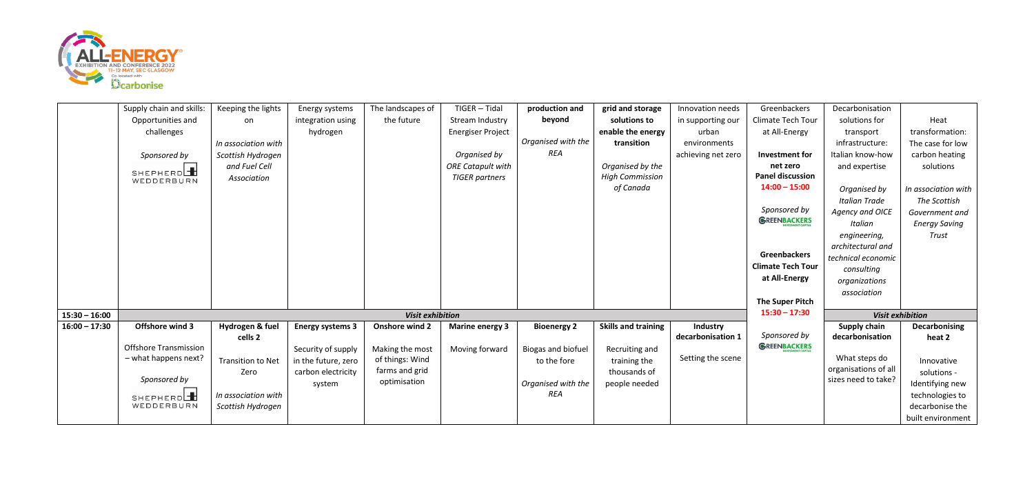| | | | | | | | | | | | |
|---|---|---|---|---|---|---|---|---|---|---|---|
| | Supply chain and skills: Opportunities and challenges<br><br>*Sponsored by*<br>SHEPHERD WEDDERBURN | Keeping the lights on<br><br>*In association with Scottish Hydrogen and Fuel Cell Association* | Energy systems integration using hydrogen | The landscapes of the future | TIGER – Tidal Stream Industry Energiser Project<br><br>*Organised by ORE Catapult with TIGER partners* | **production and beyond**<br><br>*Organised with the REA* | **grid and storage solutions to enable the energy transition**<br><br>*Organised by the High Commission of Canada* | Innovation needs in supporting our urban environments achieving net zero | Greenbackers Climate Tech Tour at All-Energy<br><br>**Investment for net zero Panel discussion**<br>**14:00 – 15:00**<br><br>*Sponsored by*<br>GREENBACKERS<br><br>**Greenbackers Climate Tech Tour at All-Energy**<br><br>**The Super Pitch** | Decarbonisation solutions for transport infrastructure: Italian know-how and expertise<br><br>*Organised by Italian Trade Agency and OICE Italian engineering, architectural and technical economic consulting organizations association* | Heat transformation: The case for low carbon heating solutions<br><br>*In association with The Scottish Government and Energy Saving Trust* |
| **15:30 – 16:00** | | | | | *Visit exhibition* | | | | **15:30 – 17:30** | *Visit exhibition* | |
| **16:00 – 17:30** | **Offshore wind 3**<br><br>Offshore Transmission – what happens next?<br><br>*Sponsored by*<br>SHEPHERD WEDDERBURN | **Hydrogen & fuel cells 2**<br><br>Transition to Net Zero<br><br>*In association with Scottish Hydrogen* | **Energy systems 3**<br><br>Security of supply in the future, zero carbon electricity system | **Onshore wind 2**<br><br>Making the most of things: Wind farms and grid optimisation | **Marine energy 3**<br><br>Moving forward | **Bioenergy 2**<br><br>Biogas and biofuel to the fore<br><br>*Organised with the REA* | **Skills and training**<br><br>Recruiting and training the thousands of people needed | **Industry decarbonisation 1**<br><br>Setting the scene | *Sponsored by*<br>GREENBACKERS | **Supply chain decarbonisation**<br><br>What steps do organisations of all sizes need to take? | **Decarbonising heat 2**<br><br>Innovative solutions - Identifying new technologies to decarbonise the built environment |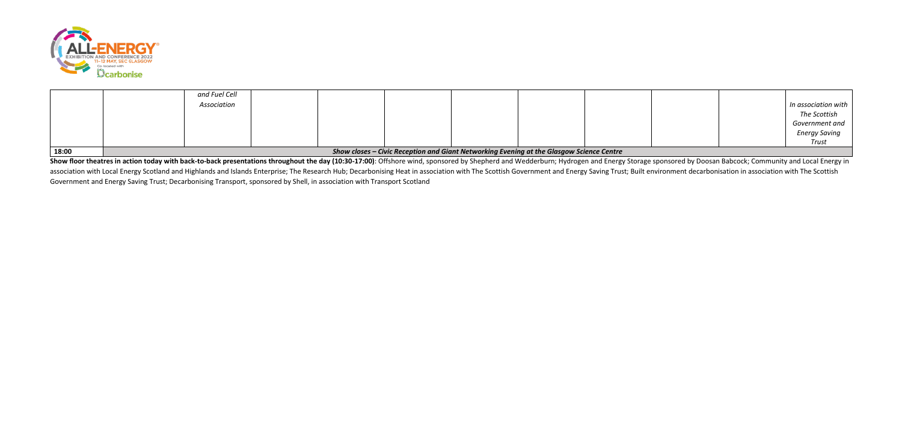|  |  | *and Fuel Cell Association* |  |  |  |  |  |  |  |  | *In association with The Scottish Government and Energy Saving Trust* |
|---|---|---|---|---|---|---|---|---|---|---|---|
| **18:00** | ***Show closes – Civic Reception and Giant Networking Evening at the Glasgow Science Centre*** |  |  |  |  |  |  |  |  |  |  |

**Show floor theatres in action today with back-to-back presentations throughout the day (10:30-17:00)**: Offshore wind, sponsored by Shepherd and Wedderburn; Hydrogen and Energy Storage sponsored by Doosan Babcock; Community and Local Energy in association with Local Energy Scotland and Highlands and Islands Enterprise; The Research Hub; Decarbonising Heat in association with The Scottish Government and Energy Saving Trust; Built environment decarbonisation in association with The Scottish Government and Energy Saving Trust; Decarbonising Transport, sponsored by Shell, in association with Transport Scotland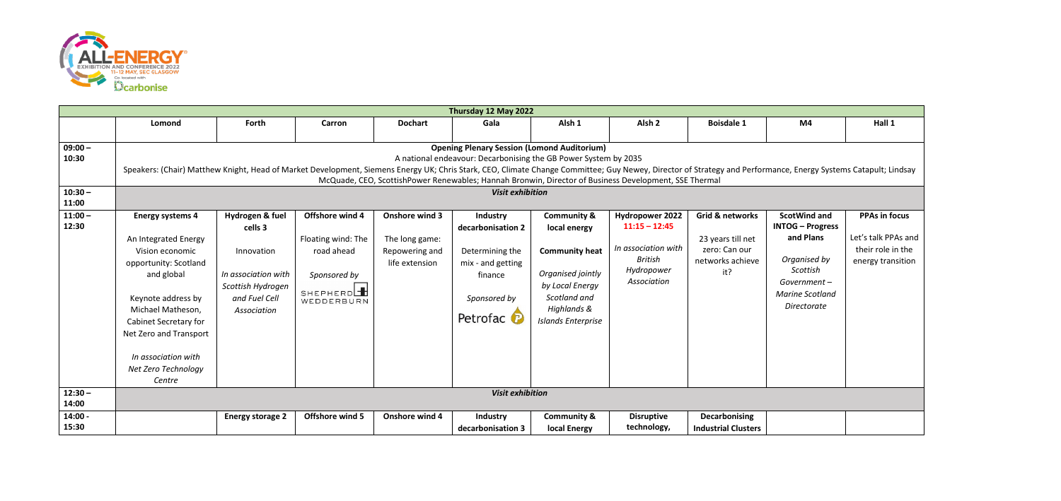| Thursday 12 May 2022 | | | | | | | | | | |
|---|---|---|---|---|---|---|---|---|---|---|
| | **Lomond** | **Forth** | **Carron** | **Dochart** | **Gala** | **Alsh 1** | **Alsh 2** | **Boisdale 1** | **M4** | **Hall 1** |
| **09:00 – 10:30** | **Opening Plenary Session (Lomond Auditorium)** A national endeavour: Decarbonising the GB Power System by 2035 Speakers: (Chair) Matthew Knight, Head of Market Development, Siemens Energy UK; Chris Stark, CEO, Climate Change Committee; Guy Newey, Director of Strategy and Performance, Energy Systems Catapult; Lindsay McQuade, CEO, ScottishPower Renewables; Hannah Bronwin, Director of Business Development, SSE Thermal | | | | | | | | | |
| **10:30 – 11:00** | ***Visit exhibition*** | | | | | | | | | |
| **11:00 – 12:30** | **Energy systems 4** An Integrated Energy Vision economic opportunity: Scotland and global Keynote address by Michael Matheson, Cabinet Secretary for Net Zero and Transport *In association with Net Zero Technology Centre* | **Hydrogen & fuel cells 3** Innovation *In association with Scottish Hydrogen and Fuel Cell Association* | **Offshore wind 4** Floating wind: The road ahead *Sponsored by* SHEPHERD WEDDERBURN | **Onshore wind 3** The long game: Repowering and life extension | **Industry decarbonisation 2** Determining the mix - and getting finance *Sponsored by* Petrofac | **Community & local energy** **Community heat** *Organised jointly by Local Energy Scotland and Highlands & Islands Enterprise* | **Hydropower 2022** **11:15 – 12:45** *In association with British Hydropower Association* | **Grid & networks** 23 years till net zero: Can our networks achieve it? | **ScotWind and INTOG – Progress and Plans** *Organised by Scottish Government – Marine Scotland Directorate* | **PPAs in focus** Let's talk PPAs and their role in the energy transition |
| **12:30 – 14:00** | ***Visit exhibition*** | | | | | | | | | |
| **14:00 - 15:30** | | **Energy storage 2** | **Offshore wind 5** | **Onshore wind 4** | **Industry decarbonisation 3** | **Community & local Energy** | **Disruptive technology,** | **Decarbonising Industrial Clusters** | | |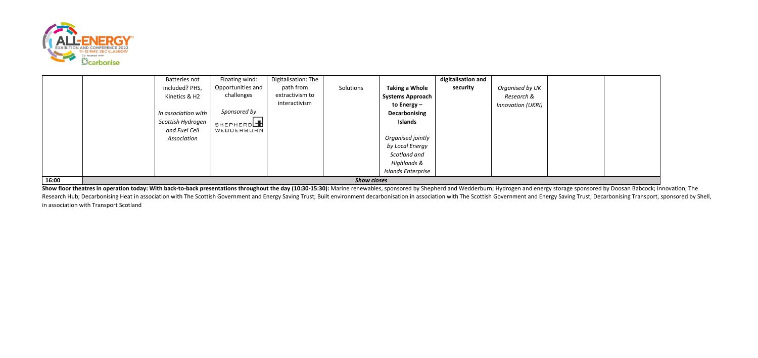| | | | | | | | | | | |
|---|---|---|---|---|---|---|---|---|---|---|
| | | Batteries not included? PHS, Kinetics & H2<br><br>*In association with Scottish Hydrogen and Fuel Cell Association* | Floating wind: Opportunities and challenges<br><br>*Sponsored by* SHEPHERD WEDDERBURN | Digitalisation: The path from extractivism to interactivism | Solutions | **Taking a Whole Systems Approach to Energy – Decarbonising Islands**<br><br>*Organised jointly by Local Energy Scotland and Highlands & Islands Enterprise* | **digitalisation and security** | *Organised by UK Research & Innovation (UKRI)* | | |
| **16:00** | ***Show closes*** | | | | | | | | | |

**Show floor theatres in operation today: With back-to-back presentations throughout the day (10:30-15:30):** Marine renewables, sponsored by Shepherd and Wedderburn; Hydrogen and energy storage sponsored by Doosan Babcock; Innovation; The Research Hub; Decarbonising Heat in association with The Scottish Government and Energy Saving Trust; Built environment decarbonisation in association with The Scottish Government and Energy Saving Trust; Decarbonising Transport, sponsored by Shell, in association with Transport Scotland